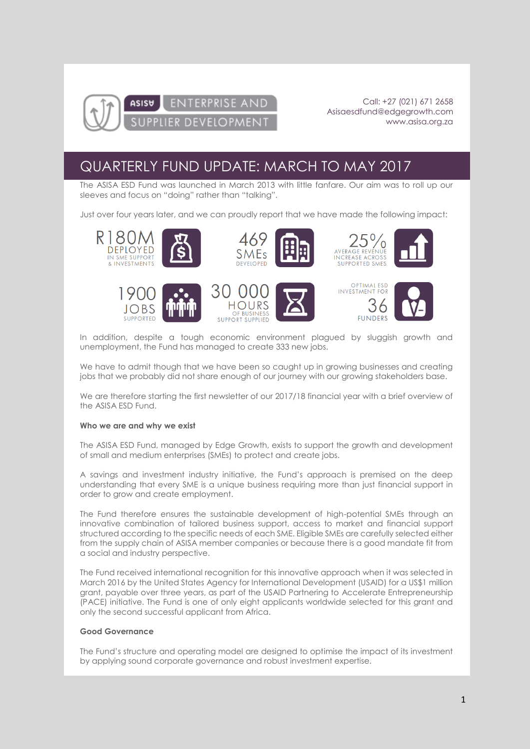ASISA ENTERPRISE AND SUPPLIER DEVELOPMENT

Call: +27 (021) 671 2658
Asisaesdfund@edgegrowth.com
www.asisa.org.za

# QUARTERLY FUND UPDATE: MARCH TO MAY 2017

The ASISA ESD Fund was launched in March 2013 with little fanfare. Our aim was to roll up our sleeves and focus on "doing" rather than "talking".

Just over four years later, and we can proudly report that we have made the following impact:

- **R180M** DEPLOYED IN SME SUPPORT & INVESTMENTS
- **469** SMEs DEVELOPED
- **25%** AVERAGE REVENUE INCREASE ACROSS SUPPORTED SMES
- **1900** JOBS SUPPORTED
- **30 000** HOURS OF BUSINESS SUPPORT SUPPLIED
- OPTIMAL ESD INVESTMENT FOR **36** FUNDERS

In addition, despite a tough economic environment plagued by sluggish growth and unemployment, the Fund has managed to create 333 new jobs.

We have to admit though that we have been so caught up in growing businesses and creating jobs that we probably did not share enough of our journey with our growing stakeholders base.

We are therefore starting the first newsletter of our 2017/18 financial year with a brief overview of the ASISA ESD Fund.

**Who we are and why we exist**

The ASISA ESD Fund, managed by Edge Growth, exists to support the growth and development of small and medium enterprises (SMEs) to protect and create jobs.

A savings and investment industry initiative, the Fund's approach is premised on the deep understanding that every SME is a unique business requiring more than just financial support in order to grow and create employment.

The Fund therefore ensures the sustainable development of high-potential SMEs through an innovative combination of tailored business support, access to market and financial support structured according to the specific needs of each SME. Eligible SMEs are carefully selected either from the supply chain of ASISA member companies or because there is a good mandate fit from a social and industry perspective.

The Fund received international recognition for this innovative approach when it was selected in March 2016 by the United States Agency for International Development (USAID) for a US$1 million grant, payable over three years, as part of the USAID Partnering to Accelerate Entrepreneurship (PACE) initiative. The Fund is one of only eight applicants worldwide selected for this grant and only the second successful applicant from Africa.

**Good Governance**

The Fund's structure and operating model are designed to optimise the impact of its investment by applying sound corporate governance and robust investment expertise.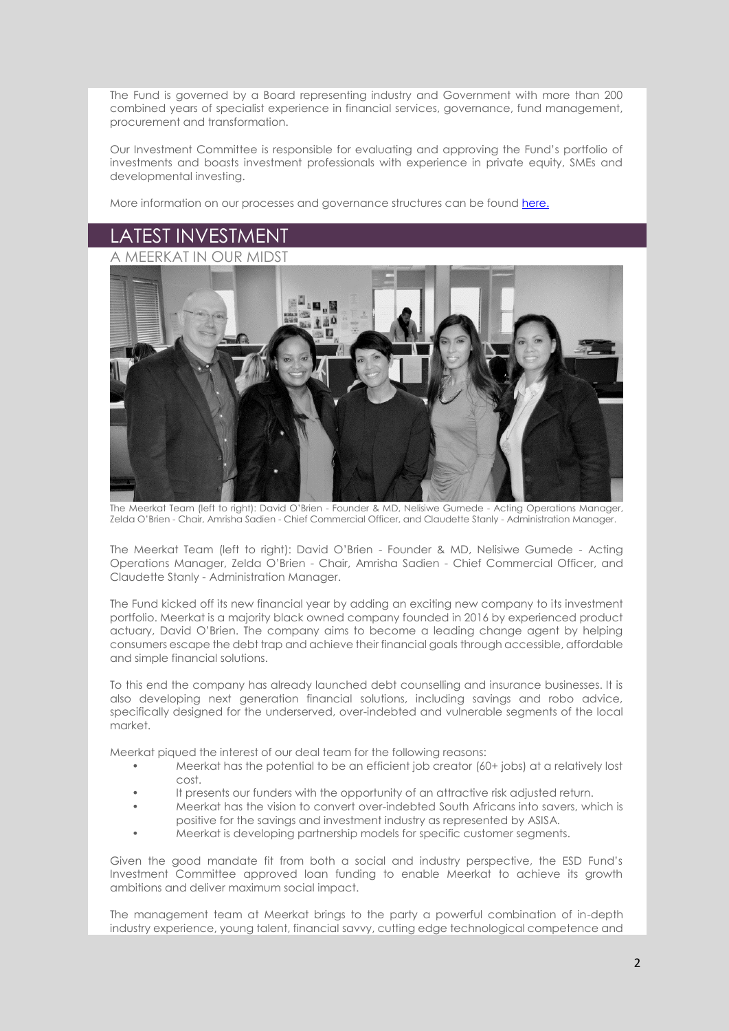The Fund is governed by a Board representing industry and Government with more than 200 combined years of specialist experience in financial services, governance, fund management, procurement and transformation.

Our Investment Committee is responsible for evaluating and approving the Fund's portfolio of investments and boasts investment professionals with experience in private equity, SMEs and developmental investing.

More information on our processes and governance structures can be found [here.]

# LATEST INVESTMENT

## A MEERKAT IN OUR MIDST

The Meerkat Team (left to right): David O'Brien - Founder & MD, Nelisiwe Gumede - Acting Operations Manager, Zelda O'Brien - Chair, Amrisha Sadien - Chief Commercial Officer, and Claudette Stanly - Administration Manager.

The Meerkat Team (left to right): David O'Brien - Founder & MD, Nelisiwe Gumede - Acting Operations Manager, Zelda O'Brien - Chair, Amrisha Sadien - Chief Commercial Officer, and Claudette Stanly - Administration Manager.

The Fund kicked off its new financial year by adding an exciting new company to its investment portfolio. Meerkat is a majority black owned company founded in 2016 by experienced product actuary, David O'Brien. The company aims to become a leading change agent by helping consumers escape the debt trap and achieve their financial goals through accessible, affordable and simple financial solutions.

To this end the company has already launched debt counselling and insurance businesses. It is also developing next generation financial solutions, including savings and robo advice, specifically designed for the underserved, over-indebted and vulnerable segments of the local market.

Meerkat piqued the interest of our deal team for the following reasons:

- Meerkat has the potential to be an efficient job creator (60+ jobs) at a relatively lost cost.
- It presents our funders with the opportunity of an attractive risk adjusted return.
- Meerkat has the vision to convert over-indebted South Africans into savers, which is positive for the savings and investment industry as represented by ASISA.
- Meerkat is developing partnership models for specific customer segments.

Given the good mandate fit from both a social and industry perspective, the ESD Fund's Investment Committee approved loan funding to enable Meerkat to achieve its growth ambitions and deliver maximum social impact.

The management team at Meerkat brings to the party a powerful combination of in-depth industry experience, young talent, financial savvy, cutting edge technological competence and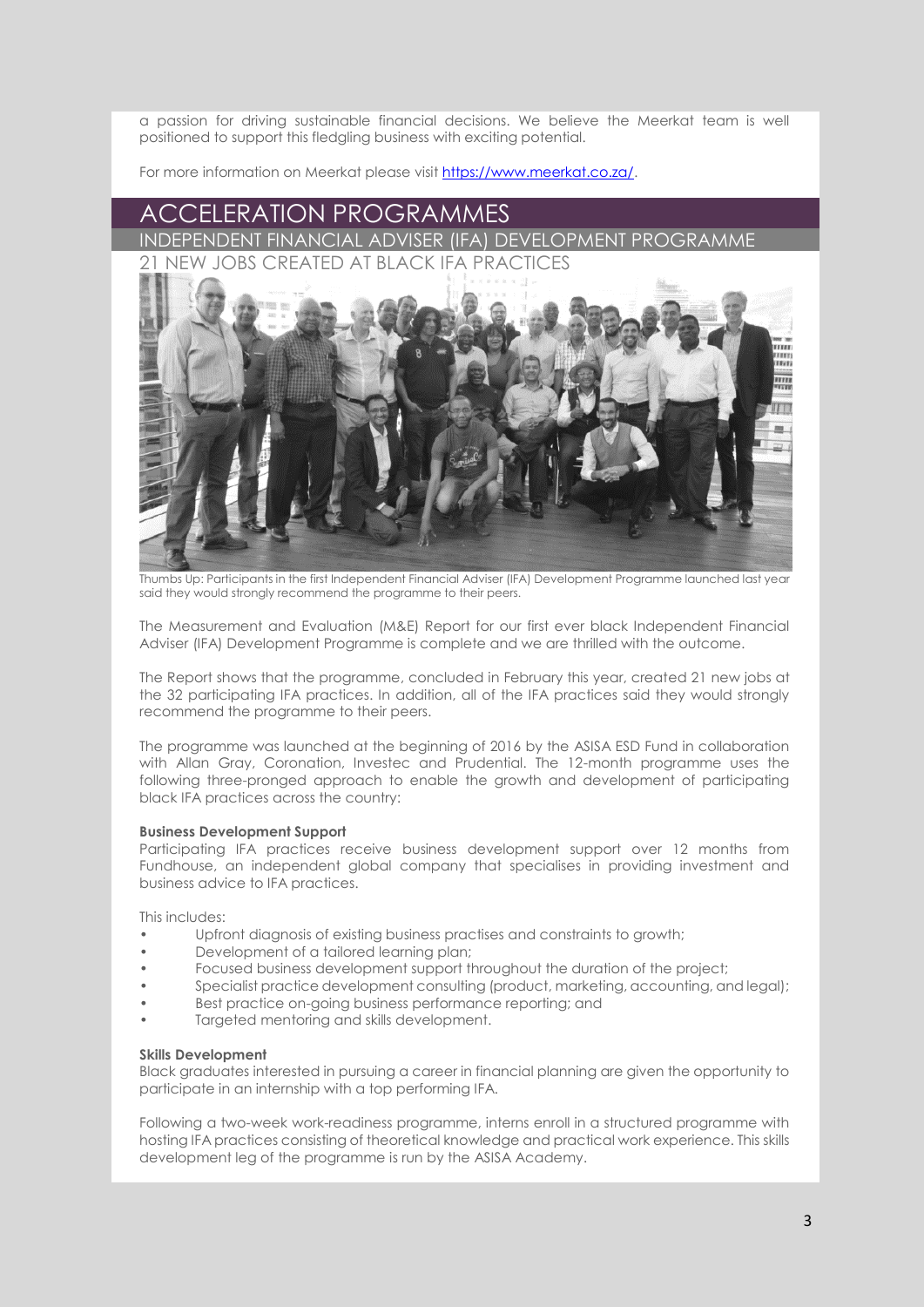a passion for driving sustainable financial decisions. We believe the Meerkat team is well positioned to support this fledgling business with exciting potential.

For more information on Meerkat please visit https://www.meerkat.co.za/.

# ACCELERATION PROGRAMMES

## INDEPENDENT FINANCIAL ADVISER (IFA) DEVELOPMENT PROGRAMME

### 21 NEW JOBS CREATED AT BLACK IFA PRACTICES

Thumbs Up: Participants in the first Independent Financial Adviser (IFA) Development Programme launched last year said they would strongly recommend the programme to their peers.

The Measurement and Evaluation (M&E) Report for our first ever black Independent Financial Adviser (IFA) Development Programme is complete and we are thrilled with the outcome.

The Report shows that the programme, concluded in February this year, created 21 new jobs at the 32 participating IFA practices. In addition, all of the IFA practices said they would strongly recommend the programme to their peers.

The programme was launched at the beginning of 2016 by the ASISA ESD Fund in collaboration with Allan Gray, Coronation, Investec and Prudential. The 12-month programme uses the following three-pronged approach to enable the growth and development of participating black IFA practices across the country:

**Business Development Support**
Participating IFA practices receive business development support over 12 months from Fundhouse, an independent global company that specialises in providing investment and business advice to IFA practices.

This includes:

- Upfront diagnosis of existing business practises and constraints to growth;
- Development of a tailored learning plan;
- Focused business development support throughout the duration of the project;
- Specialist practice development consulting (product, marketing, accounting, and legal);
- Best practice on-going business performance reporting; and
- Targeted mentoring and skills development.

**Skills Development**
Black graduates interested in pursuing a career in financial planning are given the opportunity to participate in an internship with a top performing IFA.

Following a two-week work-readiness programme, interns enroll in a structured programme with hosting IFA practices consisting of theoretical knowledge and practical work experience. This skills development leg of the programme is run by the ASISA Academy.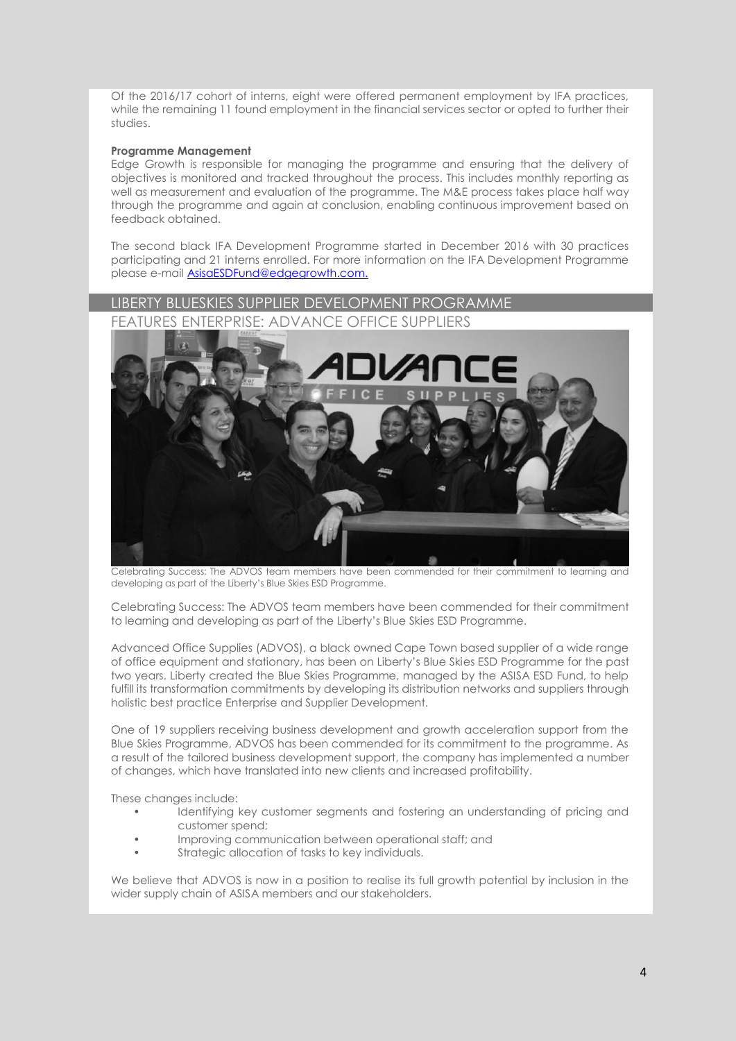Of the 2016/17 cohort of interns, eight were offered permanent employment by IFA practices, while the remaining 11 found employment in the financial services sector or opted to further their studies.

**Programme Management**

Edge Growth is responsible for managing the programme and ensuring that the delivery of objectives is monitored and tracked throughout the process. This includes monthly reporting as well as measurement and evaluation of the programme. The M&E process takes place half way through the programme and again at conclusion, enabling continuous improvement based on feedback obtained.

The second black IFA Development Programme started in December 2016 with 30 practices participating and 21 interns enrolled. For more information on the IFA Development Programme please e-mail AsisaESDFund@edgegrowth.com.

## LIBERTY BLUESKIES SUPPLIER DEVELOPMENT PROGRAMME

### FEATURES ENTERPRISE: ADVANCE OFFICE SUPPLIERS

Celebrating Success: The ADVOS team members have been commended for their commitment to learning and developing as part of the Liberty's Blue Skies ESD Programme.

Celebrating Success: The ADVOS team members have been commended for their commitment to learning and developing as part of the Liberty's Blue Skies ESD Programme.

Advanced Office Supplies (ADVOS), a black owned Cape Town based supplier of a wide range of office equipment and stationary, has been on Liberty's Blue Skies ESD Programme for the past two years. Liberty created the Blue Skies Programme, managed by the ASISA ESD Fund, to help fulfill its transformation commitments by developing its distribution networks and suppliers through holistic best practice Enterprise and Supplier Development.

One of 19 suppliers receiving business development and growth acceleration support from the Blue Skies Programme, ADVOS has been commended for its commitment to the programme. As a result of the tailored business development support, the company has implemented a number of changes, which have translated into new clients and increased profitability.

These changes include:

- Identifying key customer segments and fostering an understanding of pricing and customer spend;
- Improving communication between operational staff; and
- Strategic allocation of tasks to key individuals.

We believe that ADVOS is now in a position to realise its full growth potential by inclusion in the wider supply chain of ASISA members and our stakeholders.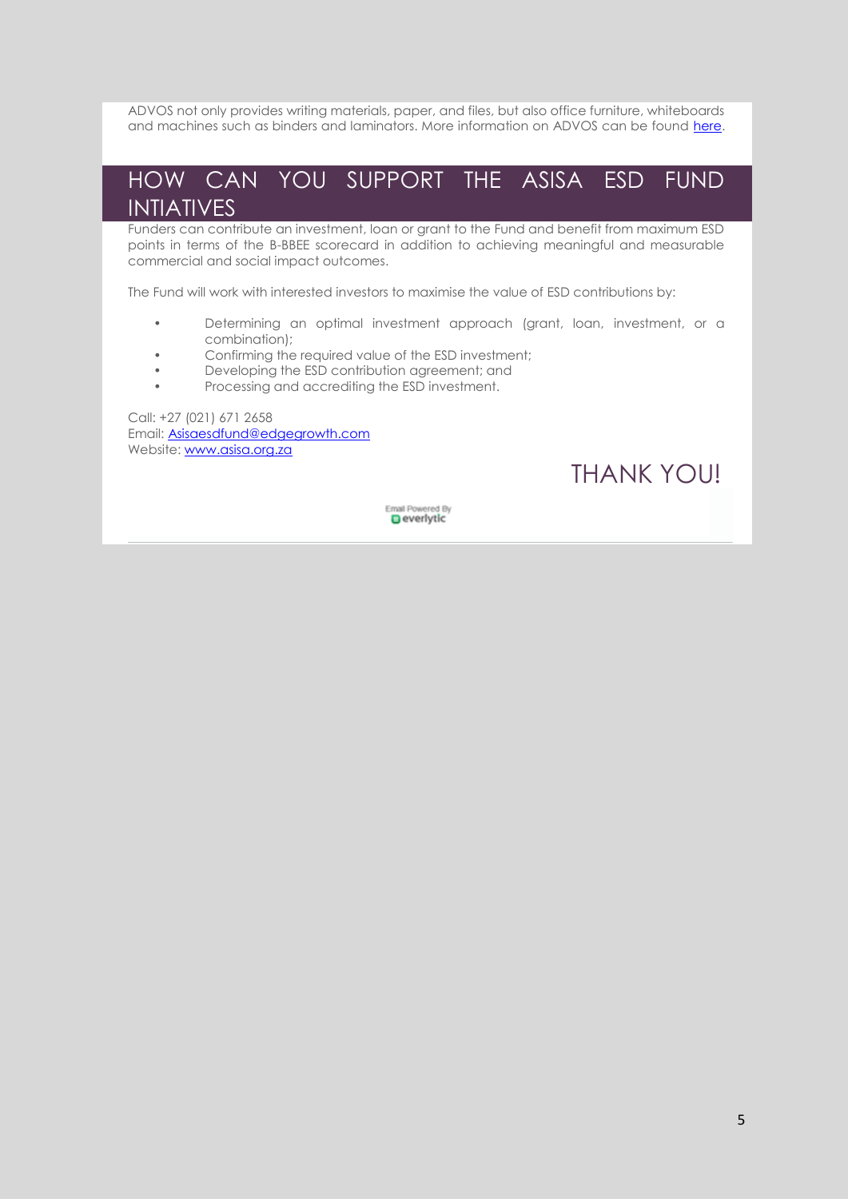ADVOS not only provides writing materials, paper, and files, but also office furniture, whiteboards and machines such as binders and laminators. More information on ADVOS can be found [here](#).

## HOW CAN YOU SUPPORT THE ASISA ESD FUND INTIATIVES

Funders can contribute an investment, loan or grant to the Fund and benefit from maximum ESD points in terms of the B-BBEE scorecard in addition to achieving meaningful and measurable commercial and social impact outcomes.

The Fund will work with interested investors to maximise the value of ESD contributions by:

- Determining an optimal investment approach (grant, loan, investment, or a combination);
- Confirming the required value of the ESD investment;
- Developing the ESD contribution agreement; and
- Processing and accrediting the ESD investment.

Call: +27 (021) 671 2658
Email: [Asisaesdfund@edgegrowth.com](mailto:Asisaesdfund@edgegrowth.com)
Website: [www.asisa.org.za](http://www.asisa.org.za)

THANK YOU!

Email Powered By everlytic